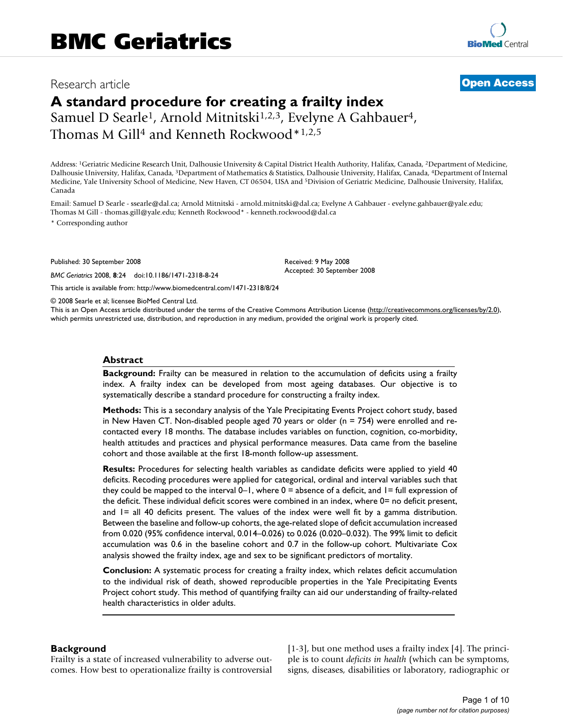BMC Geriatrics

Research article

**Open Access**

# A standard procedure for creating a frailty index

Samuel D Searle[1], Arnold Mitnitski[1,2,3], Evelyne A Gahbauer[4], Thomas M Gill[4] and Kenneth Rockwood*[1,2,5]

Address: [1]Geriatric Medicine Research Unit, Dalhousie University & Capital District Health Authority, Halifax, Canada, [2]Department of Medicine, Dalhousie University, Halifax, Canada, [3]Department of Mathematics & Statistics, Dalhousie University, Halifax, Canada, [4]Department of Internal Medicine, Yale University School of Medicine, New Haven, CT 06504, USA and [5]Division of Geriatric Medicine, Dalhousie University, Halifax, Canada

Email: Samuel D Searle - ssearle@dal.ca; Arnold Mitnitski - arnold.mitnitski@dal.ca; Evelyne A Gahbauer - evelyne.gahbauer@yale.edu; Thomas M Gill - thomas.gill@yale.edu; Kenneth Rockwood* - kenneth.rockwood@dal.ca

* Corresponding author

Published: 30 September 2008

*BMC Geriatrics* 2008, **8**:24 doi:10.1186/1471-2318-8-24

Received: 9 May 2008
Accepted: 30 September 2008

This article is available from: http://www.biomedcentral.com/1471-2318/8/24

© 2008 Searle et al; licensee BioMed Central Ltd.

This is an Open Access article distributed under the terms of the Creative Commons Attribution License (http://creativecommons.org/licenses/by/2.0), which permits unrestricted use, distribution, and reproduction in any medium, provided the original work is properly cited.

## Abstract

**Background:** Frailty can be measured in relation to the accumulation of deficits using a frailty index. A frailty index can be developed from most ageing databases. Our objective is to systematically describe a standard procedure for constructing a frailty index.

**Methods:** This is a secondary analysis of the Yale Precipitating Events Project cohort study, based in New Haven CT. Non-disabled people aged 70 years or older (n = 754) were enrolled and re-contacted every 18 months. The database includes variables on function, cognition, co-morbidity, health attitudes and practices and physical performance measures. Data came from the baseline cohort and those available at the first 18-month follow-up assessment.

**Results:** Procedures for selecting health variables as candidate deficits were applied to yield 40 deficits. Recoding procedures were applied for categorical, ordinal and interval variables such that they could be mapped to the interval 0–1, where 0 = absence of a deficit, and 1= full expression of the deficit. These individual deficit scores were combined in an index, where 0= no deficit present, and 1= all 40 deficits present. The values of the index were well fit by a gamma distribution. Between the baseline and follow-up cohorts, the age-related slope of deficit accumulation increased from 0.020 (95% confidence interval, 0.014–0.026) to 0.026 (0.020–0.032). The 99% limit to deficit accumulation was 0.6 in the baseline cohort and 0.7 in the follow-up cohort. Multivariate Cox analysis showed the frailty index, age and sex to be significant predictors of mortality.

**Conclusion:** A systematic process for creating a frailty index, which relates deficit accumulation to the individual risk of death, showed reproducible properties in the Yale Precipitating Events Project cohort study. This method of quantifying frailty can aid our understanding of frailty-related health characteristics in older adults.

## Background

Frailty is a state of increased vulnerability to adverse outcomes. How best to operationalize frailty is controversial [1-3], but one method uses a frailty index [4]. The principle is to count *deficits in health* (which can be symptoms, signs, diseases, disabilities or laboratory, radiographic or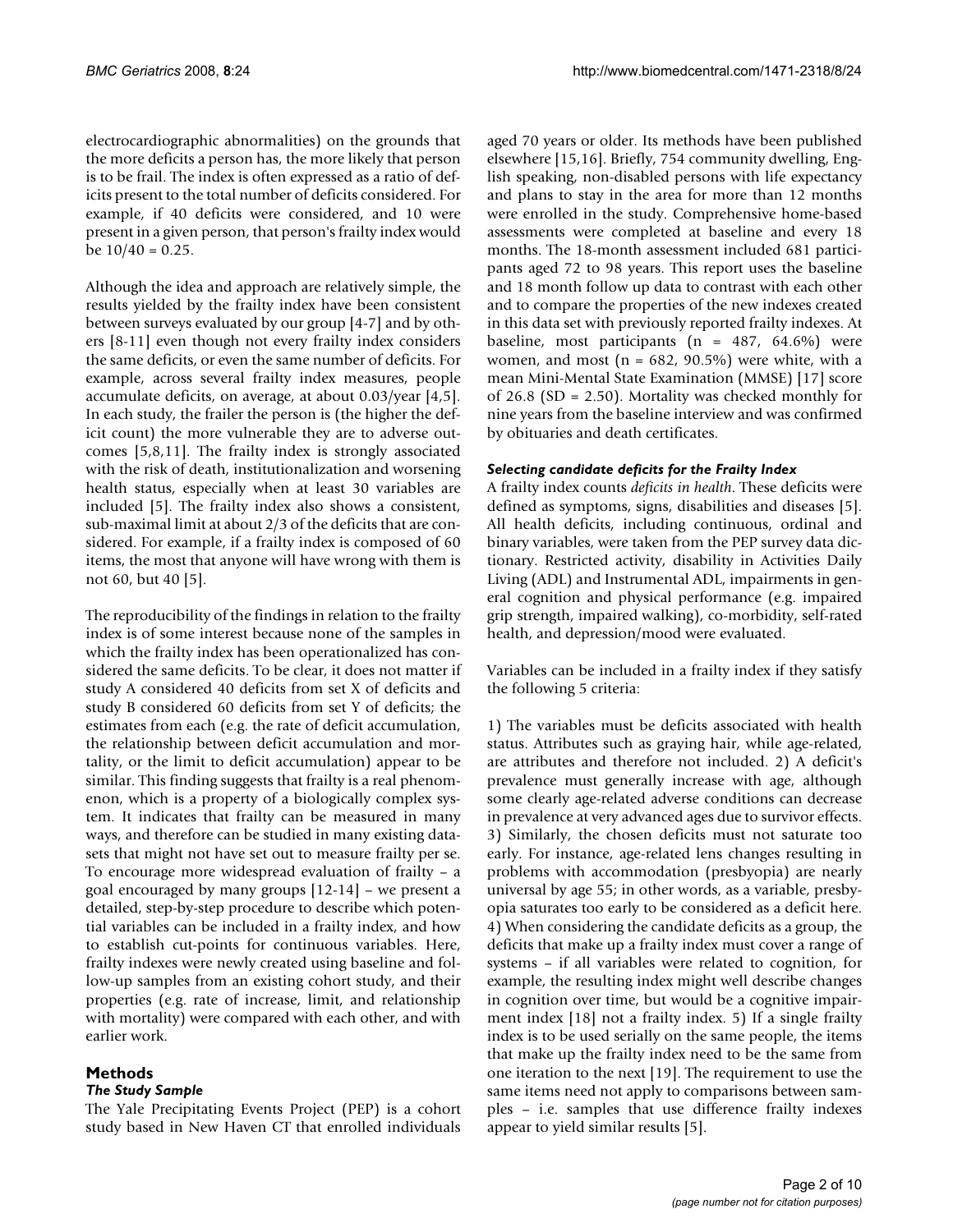electrocardiographic abnormalities) on the grounds that the more deficits a person has, the more likely that person is to be frail. The index is often expressed as a ratio of deficits present to the total number of deficits considered. For example, if 40 deficits were considered, and 10 were present in a given person, that person's frailty index would be 10/40 = 0.25.

Although the idea and approach are relatively simple, the results yielded by the frailty index have been consistent between surveys evaluated by our group [4-7] and by others [8-11] even though not every frailty index considers the same deficits, or even the same number of deficits. For example, across several frailty index measures, people accumulate deficits, on average, at about 0.03/year [4,5]. In each study, the frailer the person is (the higher the deficit count) the more vulnerable they are to adverse outcomes [5,8,11]. The frailty index is strongly associated with the risk of death, institutionalization and worsening health status, especially when at least 30 variables are included [5]. The frailty index also shows a consistent, sub-maximal limit at about 2/3 of the deficits that are considered. For example, if a frailty index is composed of 60 items, the most that anyone will have wrong with them is not 60, but 40 [5].

The reproducibility of the findings in relation to the frailty index is of some interest because none of the samples in which the frailty index has been operationalized has considered the same deficits. To be clear, it does not matter if study A considered 40 deficits from set X of deficits and study B considered 60 deficits from set Y of deficits; the estimates from each (e.g. the rate of deficit accumulation, the relationship between deficit accumulation and mortality, or the limit to deficit accumulation) appear to be similar. This finding suggests that frailty is a real phenomenon, which is a property of a biologically complex system. It indicates that frailty can be measured in many ways, and therefore can be studied in many existing datasets that might not have set out to measure frailty per se. To encourage more widespread evaluation of frailty – a goal encouraged by many groups [12-14] – we present a detailed, step-by-step procedure to describe which potential variables can be included in a frailty index, and how to establish cut-points for continuous variables. Here, frailty indexes were newly created using baseline and follow-up samples from an existing cohort study, and their properties (e.g. rate of increase, limit, and relationship with mortality) were compared with each other, and with earlier work.

## Methods

### *The Study Sample*

The Yale Precipitating Events Project (PEP) is a cohort study based in New Haven CT that enrolled individuals aged 70 years or older. Its methods have been published elsewhere [15,16]. Briefly, 754 community dwelling, English speaking, non-disabled persons with life expectancy and plans to stay in the area for more than 12 months were enrolled in the study. Comprehensive home-based assessments were completed at baseline and every 18 months. The 18-month assessment included 681 participants aged 72 to 98 years. This report uses the baseline and 18 month follow up data to contrast with each other and to compare the properties of the new indexes created in this data set with previously reported frailty indexes. At baseline, most participants (n = 487, 64.6%) were women, and most (n = 682, 90.5%) were white, with a mean Mini-Mental State Examination (MMSE) [17] score of 26.8 (SD = 2.50). Mortality was checked monthly for nine years from the baseline interview and was confirmed by obituaries and death certificates.

### *Selecting candidate deficits for the Frailty Index*

A frailty index counts *deficits in health*. These deficits were defined as symptoms, signs, disabilities and diseases [5]. All health deficits, including continuous, ordinal and binary variables, were taken from the PEP survey data dictionary. Restricted activity, disability in Activities Daily Living (ADL) and Instrumental ADL, impairments in general cognition and physical performance (e.g. impaired grip strength, impaired walking), co-morbidity, self-rated health, and depression/mood were evaluated.

Variables can be included in a frailty index if they satisfy the following 5 criteria:

1) The variables must be deficits associated with health status. Attributes such as graying hair, while age-related, are attributes and therefore not included. 2) A deficit's prevalence must generally increase with age, although some clearly age-related adverse conditions can decrease in prevalence at very advanced ages due to survivor effects. 3) Similarly, the chosen deficits must not saturate too early. For instance, age-related lens changes resulting in problems with accommodation (presbyopia) are nearly universal by age 55; in other words, as a variable, presbyopia saturates too early to be considered as a deficit here. 4) When considering the candidate deficits as a group, the deficits that make up a frailty index must cover a range of systems – if all variables were related to cognition, for example, the resulting index might well describe changes in cognition over time, but would be a cognitive impairment index [18] not a frailty index. 5) If a single frailty index is to be used serially on the same people, the items that make up the frailty index need to be the same from one iteration to the next [19]. The requirement to use the same items need not apply to comparisons between samples – i.e. samples that use difference frailty indexes appear to yield similar results [5].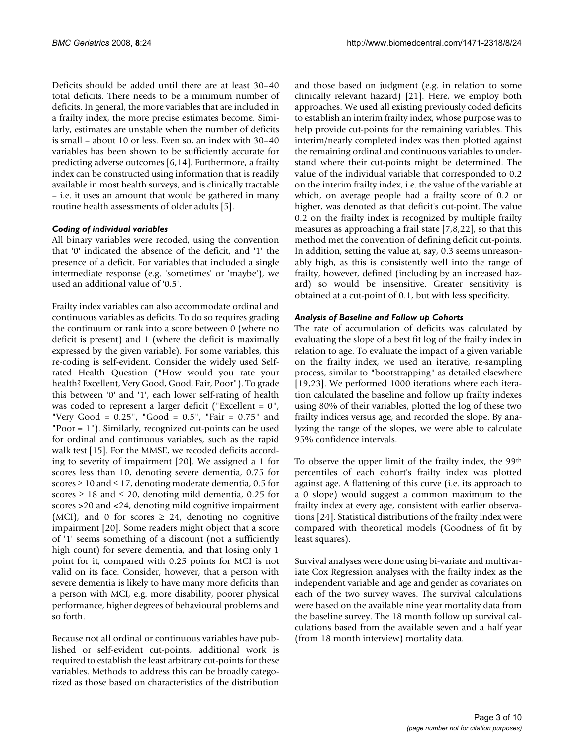Deficits should be added until there are at least 30–40 total deficits. There needs to be a minimum number of deficits. In general, the more variables that are included in a frailty index, the more precise estimates become. Similarly, estimates are unstable when the number of deficits is small – about 10 or less. Even so, an index with 30–40 variables has been shown to be sufficiently accurate for predicting adverse outcomes [6,14]. Furthermore, a frailty index can be constructed using information that is readily available in most health surveys, and is clinically tractable – i.e. it uses an amount that would be gathered in many routine health assessments of older adults [5].

### *Coding of individual variables*

All binary variables were recoded, using the convention that '0' indicated the absence of the deficit, and '1' the presence of a deficit. For variables that included a single intermediate response (e.g. 'sometimes' or 'maybe'), we used an additional value of '0.5'.

Frailty index variables can also accommodate ordinal and continuous variables as deficits. To do so requires grading the continuum or rank into a score between 0 (where no deficit is present) and 1 (where the deficit is maximally expressed by the given variable). For some variables, this re-coding is self-evident. Consider the widely used Self-rated Health Question ("How would you rate your health? Excellent, Very Good, Good, Fair, Poor"). To grade this between '0' and '1', each lower self-rating of health was coded to represent a larger deficit ("Excellent = 0", "Very Good = 0.25", "Good = 0.5", "Fair = 0.75" and "Poor = 1"). Similarly, recognized cut-points can be used for ordinal and continuous variables, such as the rapid walk test [15]. For the MMSE, we recoded deficits according to severity of impairment [20]. We assigned a 1 for scores less than 10, denoting severe dementia, 0.75 for scores ≥ 10 and ≤ 17, denoting moderate dementia, 0.5 for scores ≥ 18 and ≤ 20, denoting mild dementia, 0.25 for scores >20 and <24, denoting mild cognitive impairment (MCI), and 0 for scores ≥ 24, denoting no cognitive impairment [20]. Some readers might object that a score of '1' seems something of a discount (not a sufficiently high count) for severe dementia, and that losing only 1 point for it, compared with 0.25 points for MCI is not valid on its face. Consider, however, that a person with severe dementia is likely to have many more deficits than a person with MCI, e.g. more disability, poorer physical performance, higher degrees of behavioural problems and so forth.

Because not all ordinal or continuous variables have published or self-evident cut-points, additional work is required to establish the least arbitrary cut-points for these variables. Methods to address this can be broadly categorized as those based on characteristics of the distribution and those based on judgment (e.g. in relation to some clinically relevant hazard) [21]. Here, we employ both approaches. We used all existing previously coded deficits to establish an interim frailty index, whose purpose was to help provide cut-points for the remaining variables. This interim/nearly completed index was then plotted against the remaining ordinal and continuous variables to understand where their cut-points might be determined. The value of the individual variable that corresponded to 0.2 on the interim frailty index, i.e. the value of the variable at which, on average people had a frailty score of 0.2 or higher, was denoted as that deficit's cut-point. The value 0.2 on the frailty index is recognized by multiple frailty measures as approaching a frail state [7,8,22], so that this method met the convention of defining deficit cut-points. In addition, setting the value at, say, 0.3 seems unreasonably high, as this is consistently well into the range of frailty, however, defined (including by an increased hazard) so would be insensitive. Greater sensitivity is obtained at a cut-point of 0.1, but with less specificity.

### *Analysis of Baseline and Follow up Cohorts*

The rate of accumulation of deficits was calculated by evaluating the slope of a best fit log of the frailty index in relation to age. To evaluate the impact of a given variable on the frailty index, we used an iterative, re-sampling process, similar to "bootstrapping" as detailed elsewhere [19,23]. We performed 1000 iterations where each iteration calculated the baseline and follow up frailty indexes using 80% of their variables, plotted the log of these two frailty indices versus age, and recorded the slope. By analyzing the range of the slopes, we were able to calculate 95% confidence intervals.

To observe the upper limit of the frailty index, the 99$^{th}$ percentiles of each cohort's frailty index was plotted against age. A flattening of this curve (i.e. its approach to a 0 slope) would suggest a common maximum to the frailty index at every age, consistent with earlier observations [24]. Statistical distributions of the frailty index were compared with theoretical models (Goodness of fit by least squares).

Survival analyses were done using bi-variate and multivariate Cox Regression analyses with the frailty index as the independent variable and age and gender as covariates on each of the two survey waves. The survival calculations were based on the available nine year mortality data from the baseline survey. The 18 month follow up survival calculations based from the available seven and a half year (from 18 month interview) mortality data.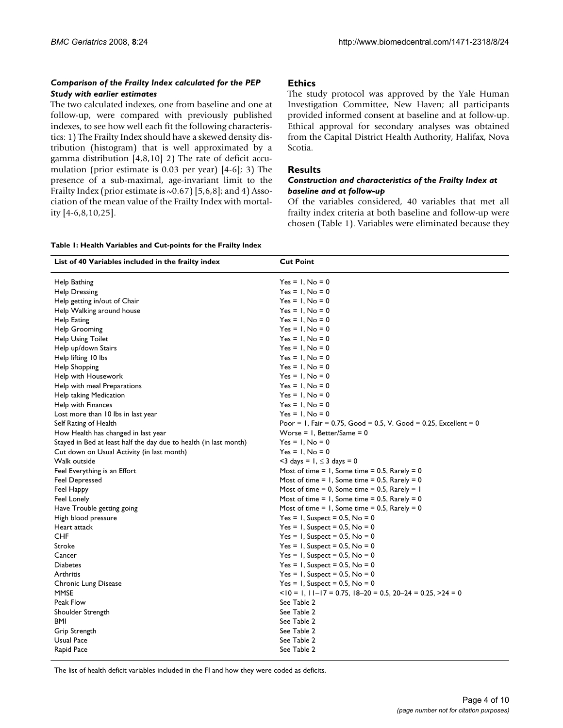### *Comparison of the Frailty Index calculated for the PEP Study with earlier estimates*

The two calculated indexes, one from baseline and one at follow-up, were compared with previously published indexes, to see how well each fit the following characteristics: 1) The Frailty Index should have a skewed density distribution (histogram) that is well approximated by a gamma distribution [4,8,10] 2) The rate of deficit accumulation (prior estimate is 0.03 per year) [4-6]; 3) The presence of a sub-maximal, age-invariant limit to the Frailty Index (prior estimate is ~0.67) [5,6,8]; and 4) Association of the mean value of the Frailty Index with mortality [4-6,8,10,25].

## Ethics

The study protocol was approved by the Yale Human Investigation Committee, New Haven; all participants provided informed consent at baseline and at follow-up. Ethical approval for secondary analyses was obtained from the Capital District Health Authority, Halifax, Nova Scotia.

## Results

### *Construction and characteristics of the Frailty Index at baseline and at follow-up*

Of the variables considered, 40 variables that met all frailty index criteria at both baseline and follow-up were chosen (Table 1). Variables were eliminated because they

**Table 1: Health Variables and Cut-points for the Frailty Index**

| List of 40 Variables included in the frailty index | Cut Point |
|---|---|
| Help Bathing | Yes = 1, No = 0 |
| Help Dressing | Yes = 1, No = 0 |
| Help getting in/out of Chair | Yes = 1, No = 0 |
| Help Walking around house | Yes = 1, No = 0 |
| Help Eating | Yes = 1, No = 0 |
| Help Grooming | Yes = 1, No = 0 |
| Help Using Toilet | Yes = 1, No = 0 |
| Help up/down Stairs | Yes = 1, No = 0 |
| Help lifting 10 lbs | Yes = 1, No = 0 |
| Help Shopping | Yes = 1, No = 0 |
| Help with Housework | Yes = 1, No = 0 |
| Help with meal Preparations | Yes = 1, No = 0 |
| Help taking Medication | Yes = 1, No = 0 |
| Help with Finances | Yes = 1, No = 0 |
| Lost more than 10 lbs in last year | Yes = 1, No = 0 |
| Self Rating of Health | Poor = 1, Fair = 0.75, Good = 0.5, V. Good = 0.25, Excellent = 0 |
| How Health has changed in last year | Worse = 1, Better/Same = 0 |
| Stayed in Bed at least half the day due to health (in last month) | Yes = 1, No = 0 |
| Cut down on Usual Activity (in last month) | Yes = 1, No = 0 |
| Walk outside | <3 days = 1, ≤ 3 days = 0 |
| Feel Everything is an Effort | Most of time = 1, Some time = 0.5, Rarely = 0 |
| Feel Depressed | Most of time = 1, Some time = 0.5, Rarely = 0 |
| Feel Happy | Most of time = 0, Some time = 0.5, Rarely = 1 |
| Feel Lonely | Most of time = 1, Some time = 0.5, Rarely = 0 |
| Have Trouble getting going | Most of time = 1, Some time = 0.5, Rarely = 0 |
| High blood pressure | Yes = 1, Suspect = 0.5, No = 0 |
| Heart attack | Yes = 1, Suspect = 0.5, No = 0 |
| CHF | Yes = 1, Suspect = 0.5, No = 0 |
| Stroke | Yes = 1, Suspect = 0.5, No = 0 |
| Cancer | Yes = 1, Suspect = 0.5, No = 0 |
| Diabetes | Yes = 1, Suspect = 0.5, No = 0 |
| Arthritis | Yes = 1, Suspect = 0.5, No = 0 |
| Chronic Lung Disease | Yes = 1, Suspect = 0.5, No = 0 |
| MMSE | <10 = 1, 11–17 = 0.75, 18–20 = 0.5, 20–24 = 0.25, >24 = 0 |
| Peak Flow | See Table 2 |
| Shoulder Strength | See Table 2 |
| BMI | See Table 2 |
| Grip Strength | See Table 2 |
| Usual Pace | See Table 2 |
| Rapid Pace | See Table 2 |

The list of health deficit variables included in the FI and how they were coded as deficits.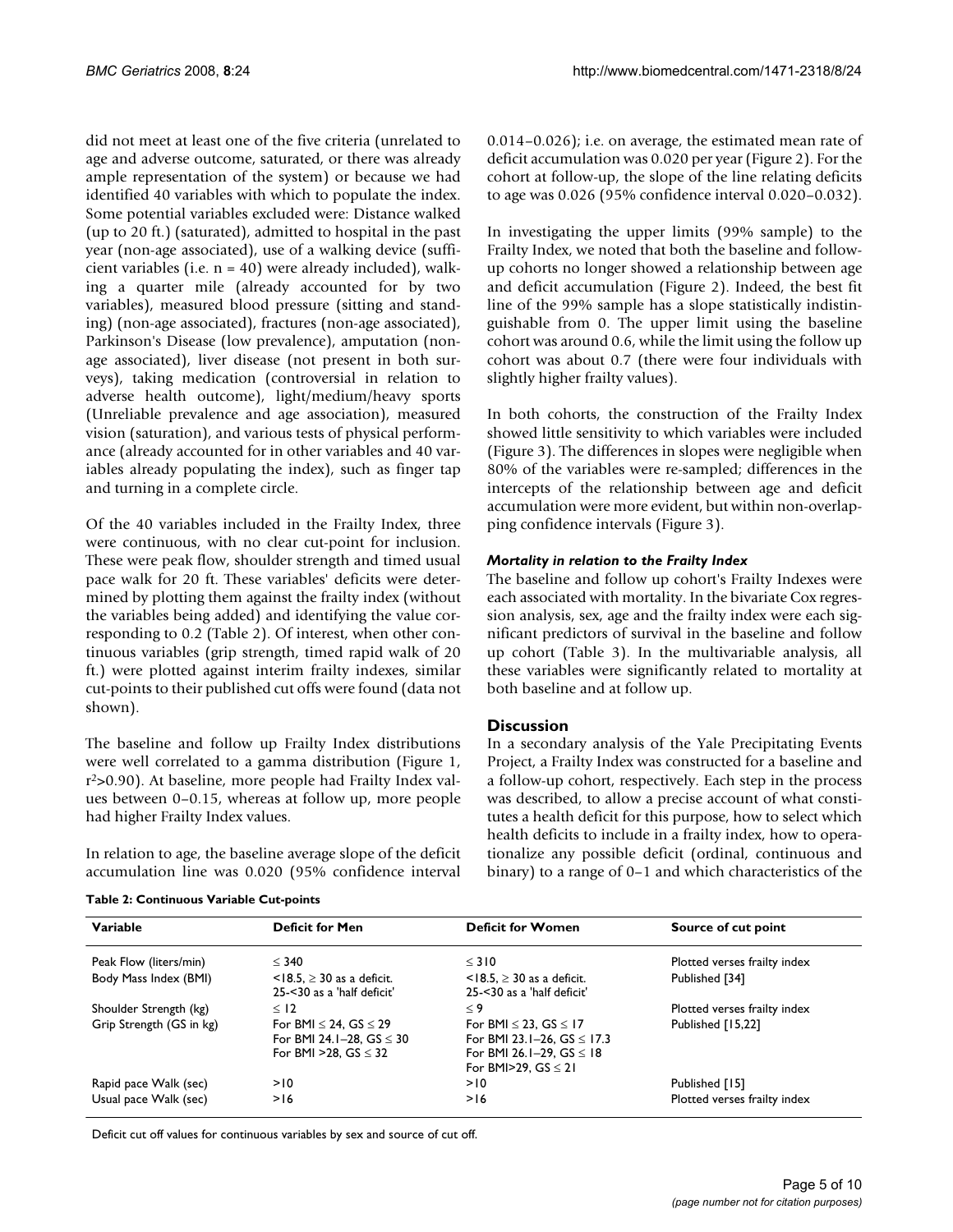did not meet at least one of the five criteria (unrelated to age and adverse outcome, saturated, or there was already ample representation of the system) or because we had identified 40 variables with which to populate the index. Some potential variables excluded were: Distance walked (up to 20 ft.) (saturated), admitted to hospital in the past year (non-age associated), use of a walking device (sufficient variables (i.e. n = 40) were already included), walking a quarter mile (already accounted for by two variables), measured blood pressure (sitting and standing) (non-age associated), fractures (non-age associated), Parkinson's Disease (low prevalence), amputation (non-age associated), liver disease (not present in both surveys), taking medication (controversial in relation to adverse health outcome), light/medium/heavy sports (Unreliable prevalence and age association), measured vision (saturation), and various tests of physical performance (already accounted for in other variables and 40 variables already populating the index), such as finger tap and turning in a complete circle.

Of the 40 variables included in the Frailty Index, three were continuous, with no clear cut-point for inclusion. These were peak flow, shoulder strength and timed usual pace walk for 20 ft. These variables' deficits were determined by plotting them against the frailty index (without the variables being added) and identifying the value corresponding to 0.2 (Table 2). Of interest, when other continuous variables (grip strength, timed rapid walk of 20 ft.) were plotted against interim frailty indexes, similar cut-points to their published cut offs were found (data not shown).

The baseline and follow up Frailty Index distributions were well correlated to a gamma distribution (Figure 1, $r^2$>0.90). At baseline, more people had Frailty Index values between 0–0.15, whereas at follow up, more people had higher Frailty Index values.

In relation to age, the baseline average slope of the deficit accumulation line was 0.020 (95% confidence interval 0.014–0.026); i.e. on average, the estimated mean rate of deficit accumulation was 0.020 per year (Figure 2). For the cohort at follow-up, the slope of the line relating deficits to age was 0.026 (95% confidence interval 0.020–0.032).

In investigating the upper limits (99% sample) to the Frailty Index, we noted that both the baseline and follow-up cohorts no longer showed a relationship between age and deficit accumulation (Figure 2). Indeed, the best fit line of the 99% sample has a slope statistically indistinguishable from 0. The upper limit using the baseline cohort was around 0.6, while the limit using the follow up cohort was about 0.7 (there were four individuals with slightly higher frailty values).

In both cohorts, the construction of the Frailty Index showed little sensitivity to which variables were included (Figure 3). The differences in slopes were negligible when 80% of the variables were re-sampled; differences in the intercepts of the relationship between age and deficit accumulation were more evident, but within non-overlapping confidence intervals (Figure 3).

### *Mortality in relation to the Frailty Index*

The baseline and follow up cohort's Frailty Indexes were each associated with mortality. In the bivariate Cox regression analysis, sex, age and the frailty index were each significant predictors of survival in the baseline and follow up cohort (Table 3). In the multivariable analysis, all these variables were significantly related to mortality at both baseline and at follow up.

## Discussion

In a secondary analysis of the Yale Precipitating Events Project, a Frailty Index was constructed for a baseline and a follow-up cohort, respectively. Each step in the process was described, to allow a precise account of what constitutes a health deficit for this purpose, how to select which health deficits to include in a frailty index, how to operationalize any possible deficit (ordinal, continuous and binary) to a range of 0–1 and which characteristics of the

**Table 2: Continuous Variable Cut-points**

| Variable | Deficit for Men | Deficit for Women | Source of cut point |
|---|---|---|---|
| Peak Flow (liters/min) | ≤ 340 | ≤ 310 | Plotted verses frailty index |
| Body Mass Index (BMI) | <18.5, ≥ 30 as a deficit. 25-<30 as a 'half deficit' | <18.5, ≥ 30 as a deficit. 25-<30 as a 'half deficit' | Published [34] |
| Shoulder Strength (kg) | ≤ 12 | ≤ 9 | Plotted verses frailty index |
| Grip Strength (GS in kg) | For BMI ≤ 24, GS ≤ 29<br>For BMI 24.1–28, GS ≤ 30<br>For BMI >28, GS ≤ 32 | For BMI ≤ 23, GS ≤ 17<br>For BMI 23.1–26, GS ≤ 17.3<br>For BMI 26.1–29, GS ≤ 18<br>For BMI>29, GS ≤ 21 | Published [15,22] |
| Rapid pace Walk (sec) | >10 | >10 | Published [15] |
| Usual pace Walk (sec) | >16 | >16 | Plotted verses frailty index |

Deficit cut off values for continuous variables by sex and source of cut off.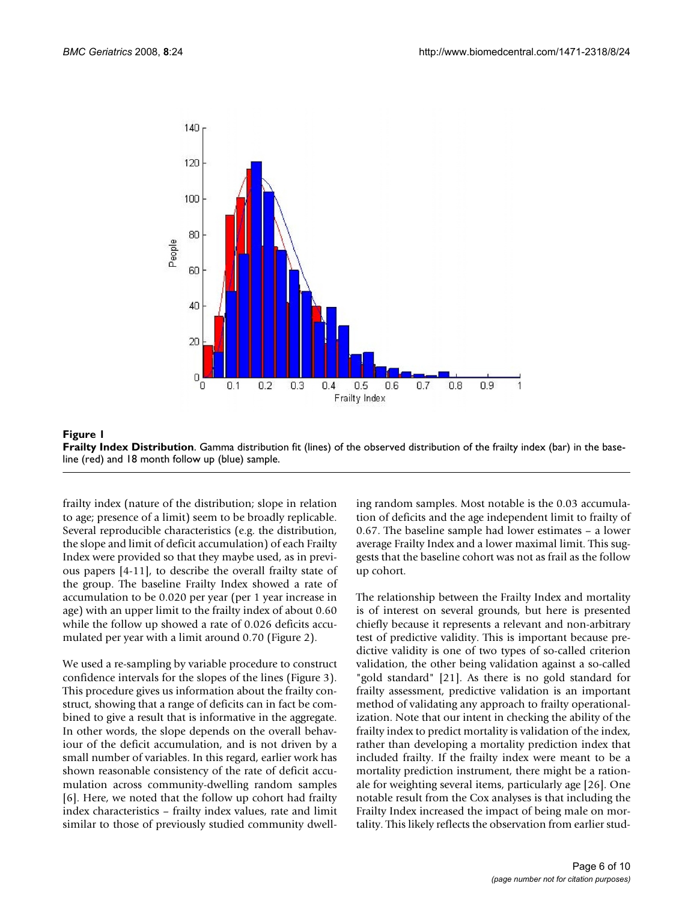**Figure 1**

**Frailty Index Distribution**. Gamma distribution fit (lines) of the observed distribution of the frailty index (bar) in the baseline (red) and 18 month follow up (blue) sample.

frailty index (nature of the distribution; slope in relation to age; presence of a limit) seem to be broadly replicable. Several reproducible characteristics (e.g. the distribution, the slope and limit of deficit accumulation) of each Frailty Index were provided so that they maybe used, as in previous papers [4-11], to describe the overall frailty state of the group. The baseline Frailty Index showed a rate of accumulation to be 0.020 per year (per 1 year increase in age) with an upper limit to the frailty index of about 0.60 while the follow up showed a rate of 0.026 deficits accumulated per year with a limit around 0.70 (Figure 2).

We used a re-sampling by variable procedure to construct confidence intervals for the slopes of the lines (Figure 3). This procedure gives us information about the frailty construct, showing that a range of deficits can in fact be combined to give a result that is informative in the aggregate. In other words, the slope depends on the overall behaviour of the deficit accumulation, and is not driven by a small number of variables. In this regard, earlier work has shown reasonable consistency of the rate of deficit accumulation across community-dwelling random samples [6]. Here, we noted that the follow up cohort had frailty index characteristics – frailty index values, rate and limit similar to those of previously studied community dwelling random samples. Most notable is the 0.03 accumulation of deficits and the age independent limit to frailty of 0.67. The baseline sample had lower estimates – a lower average Frailty Index and a lower maximal limit. This suggests that the baseline cohort was not as frail as the follow up cohort.

The relationship between the Frailty Index and mortality is of interest on several grounds, but here is presented chiefly because it represents a relevant and non-arbitrary test of predictive validity. This is important because predictive validity is one of two types of so-called criterion validation, the other being validation against a so-called "gold standard" [21]. As there is no gold standard for frailty assessment, predictive validation is an important method of validating any approach to frailty operationalization. Note that our intent in checking the ability of the frailty index to predict mortality is validation of the index, rather than developing a mortality prediction index that included frailty. If the frailty index were meant to be a mortality prediction instrument, there might be a rationale for weighting several items, particularly age [26]. One notable result from the Cox analyses is that including the Frailty Index increased the impact of being male on mortality. This likely reflects the observation from earlier stud-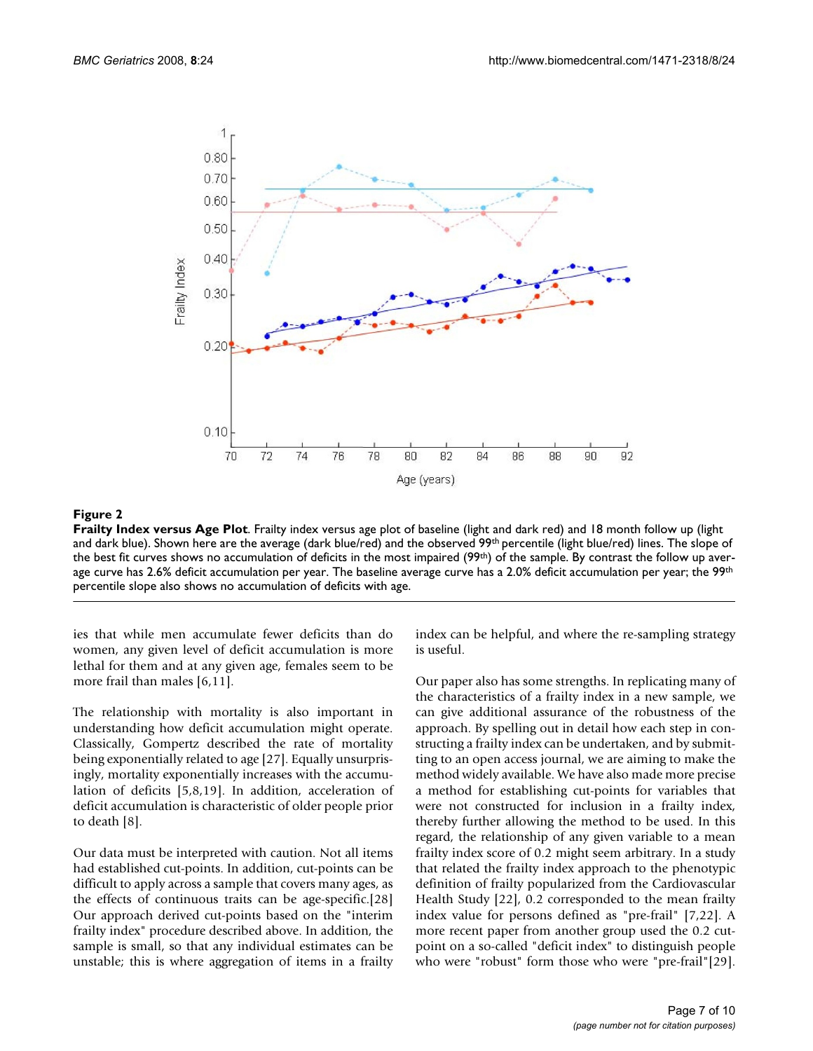**Figure 2**

**Frailty Index versus Age Plot**. Frailty index versus age plot of baseline (light and dark red) and 18 month follow up (light and dark blue). Shown here are the average (dark blue/red) and the observed 99th percentile (light blue/red) lines. The slope of the best fit curves shows no accumulation of deficits in the most impaired (99th) of the sample. By contrast the follow up average curve has 2.6% deficit accumulation per year. The baseline average curve has a 2.0% deficit accumulation per year; the 99th percentile slope also shows no accumulation of deficits with age.

ies that while men accumulate fewer deficits than do women, any given level of deficit accumulation is more lethal for them and at any given age, females seem to be more frail than males [6,11].

The relationship with mortality is also important in understanding how deficit accumulation might operate. Classically, Gompertz described the rate of mortality being exponentially related to age [27]. Equally unsurprisingly, mortality exponentially increases with the accumulation of deficits [5,8,19]. In addition, acceleration of deficit accumulation is characteristic of older people prior to death [8].

Our data must be interpreted with caution. Not all items had established cut-points. In addition, cut-points can be difficult to apply across a sample that covers many ages, as the effects of continuous traits can be age-specific.[28] Our approach derived cut-points based on the "interim frailty index" procedure described above. In addition, the sample is small, so that any individual estimates can be unstable; this is where aggregation of items in a frailty index can be helpful, and where the re-sampling strategy is useful.

Our paper also has some strengths. In replicating many of the characteristics of a frailty index in a new sample, we can give additional assurance of the robustness of the approach. By spelling out in detail how each step in constructing a frailty index can be undertaken, and by submitting to an open access journal, we are aiming to make the method widely available. We have also made more precise a method for establishing cut-points for variables that were not constructed for inclusion in a frailty index, thereby further allowing the method to be used. In this regard, the relationship of any given variable to a mean frailty index score of 0.2 might seem arbitrary. In a study that related the frailty index approach to the phenotypic definition of frailty popularized from the Cardiovascular Health Study [22], 0.2 corresponded to the mean frailty index value for persons defined as "pre-frail" [7,22]. A more recent paper from another group used the 0.2 cut-point on a so-called "deficit index" to distinguish people who were "robust" form those who were "pre-frail"[29].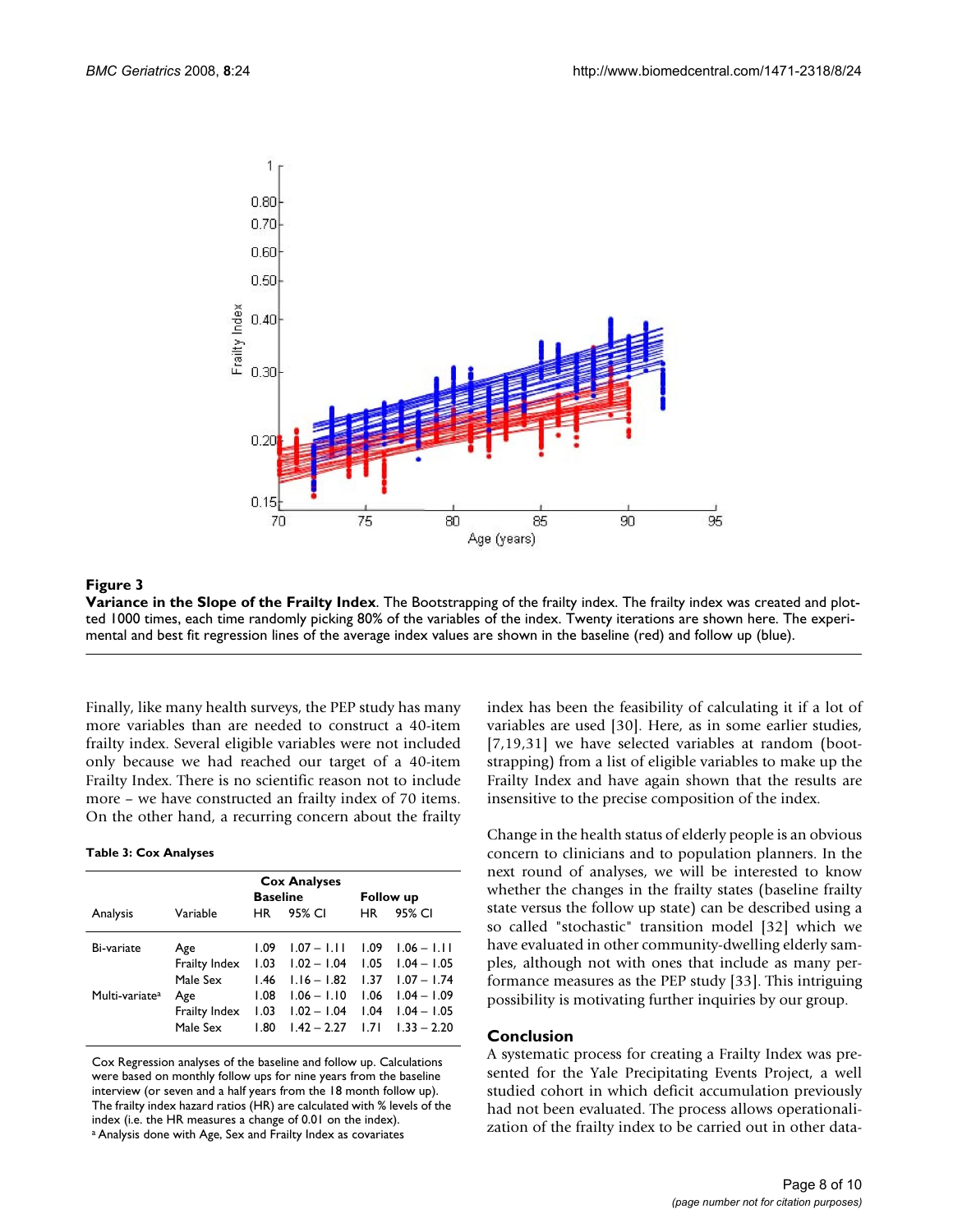**Figure 3**

**Variance in the Slope of the Frailty Index**. The Bootstrapping of the frailty index. The frailty index was created and plotted 1000 times, each time randomly picking 80% of the variables of the index. Twenty iterations are shown here. The experimental and best fit regression lines of the average index values are shown in the baseline (red) and follow up (blue).

Finally, like many health surveys, the PEP study has many more variables than are needed to construct a 40-item frailty index. Several eligible variables were not included only because we had reached our target of a 40-item Frailty Index. There is no scientific reason not to include more – we have constructed an frailty index of 70 items. On the other hand, a recurring concern about the frailty index has been the feasibility of calculating it if a lot of variables are used [30]. Here, as in some earlier studies, [7,19,31] we have selected variables at random (bootstrapping) from a list of eligible variables to make up the Frailty Index and have again shown that the results are insensitive to the precise composition of the index.

**Table 3: Cox Analyses**

| | | Cox Analyses | | | |
|---|---|---|---|---|---|
| | | Baseline | | Follow up | |
| Analysis | Variable | HR | 95% CI | HR | 95% CI |
| Bi-variate | Age | 1.09 | 1.07 – 1.11 | 1.09 | 1.06 – 1.11 |
| | Frailty Index | 1.03 | 1.02 – 1.04 | 1.05 | 1.04 – 1.05 |
| | Male Sex | 1.46 | 1.16 – 1.82 | 1.37 | 1.07 – 1.74 |
| Multi-variate[a] | Age | 1.08 | 1.06 – 1.10 | 1.06 | 1.04 – 1.09 |
| | Frailty Index | 1.03 | 1.02 – 1.04 | 1.04 | 1.04 – 1.05 |
| | Male Sex | 1.80 | 1.42 – 2.27 | 1.71 | 1.33 – 2.20 |

Cox Regression analyses of the baseline and follow up. Calculations were based on monthly follow ups for nine years from the baseline interview (or seven and a half years from the 18 month follow up). The frailty index hazard ratios (HR) are calculated with % levels of the index (i.e. the HR measures a change of 0.01 on the index).
[a] Analysis done with Age, Sex and Frailty Index as covariates

Change in the health status of elderly people is an obvious concern to clinicians and to population planners. In the next round of analyses, we will be interested to know whether the changes in the frailty states (baseline frailty state versus the follow up state) can be described using a so called "stochastic" transition model [32] which we have evaluated in other community-dwelling elderly samples, although not with ones that include as many performance measures as the PEP study [33]. This intriguing possibility is motivating further inquiries by our group.

## Conclusion

A systematic process for creating a Frailty Index was presented for the Yale Precipitating Events Project, a well studied cohort in which deficit accumulation previously had not been evaluated. The process allows operationalization of the frailty index to be carried out in other data-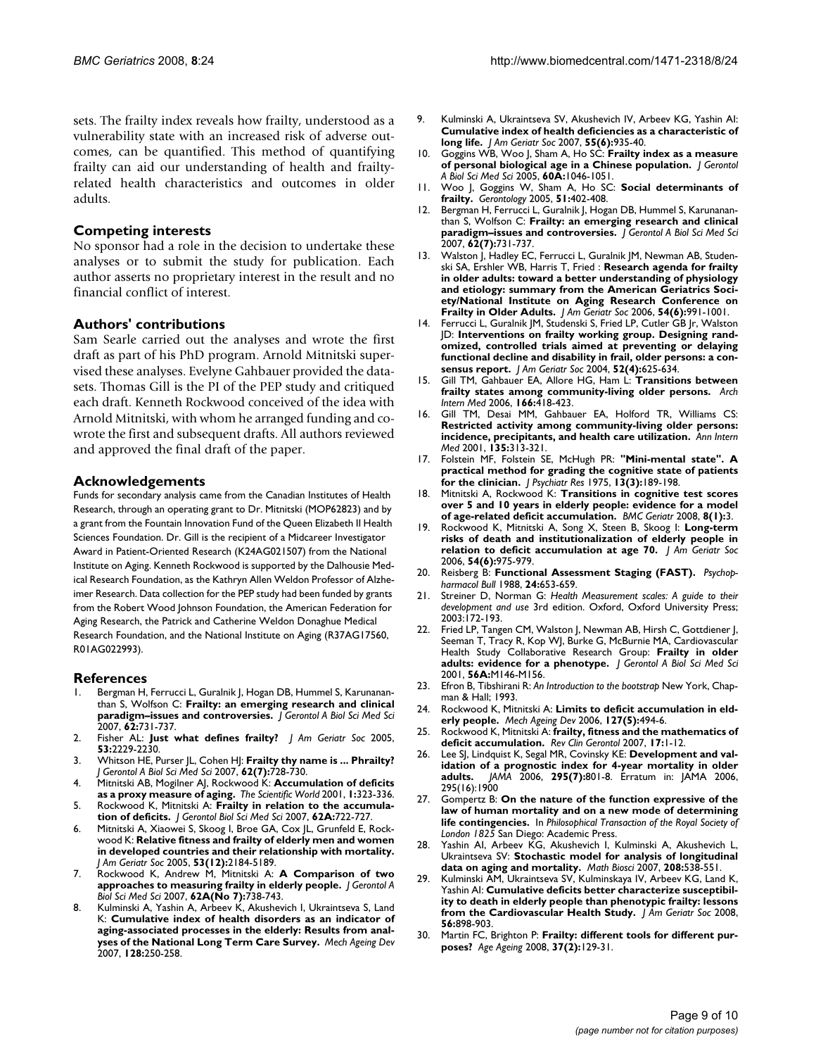sets. The frailty index reveals how frailty, understood as a vulnerability state with an increased risk of adverse outcomes, can be quantified. This method of quantifying frailty can aid our understanding of health and frailty-related health characteristics and outcomes in older adults.

## Competing interests

No sponsor had a role in the decision to undertake these analyses or to submit the study for publication. Each author asserts no proprietary interest in the result and no financial conflict of interest.

## Authors' contributions

Sam Searle carried out the analyses and wrote the first draft as part of his PhD program. Arnold Mitnitski supervised these analyses. Evelyne Gahbauer provided the datasets. Thomas Gill is the PI of the PEP study and critiqued each draft. Kenneth Rockwood conceived of the idea with Arnold Mitnitski, with whom he arranged funding and co-wrote the first and subsequent drafts. All authors reviewed and approved the final draft of the paper.

## Acknowledgements

Funds for secondary analysis came from the Canadian Institutes of Health Research, through an operating grant to Dr. Mitnitski (MOP62823) and by a grant from the Fountain Innovation Fund of the Queen Elizabeth II Health Sciences Foundation. Dr. Gill is the recipient of a Midcareer Investigator Award in Patient-Oriented Research (K24AG021507) from the National Institute on Aging. Kenneth Rockwood is supported by the Dalhousie Medical Research Foundation, as the Kathryn Allen Weldon Professor of Alzheimer Research. Data collection for the PEP study had been funded by grants from the Robert Wood Johnson Foundation, the American Federation for Aging Research, the Patrick and Catherine Weldon Donaghue Medical Research Foundation, and the National Institute on Aging (R37AG17560, R01AG022993).

## References

1. Bergman H, Ferrucci L, Guralnik J, Hogan DB, Hummel S, Karunananthan S, Wolfson C: **Frailty: an emerging research and clinical paradigm–issues and controversies.** *J Gerontol A Biol Sci Med Sci* 2007, **62:**731-737.
2. Fisher AL: **Just what defines frailty?** *J Am Geriatr Soc* 2005, **53:**2229-2230.
3. Whitson HE, Purser JL, Cohen HJ: **Frailty thy name is ... Phrailty?** *J Gerontol A Biol Sci Med Sci* 2007, **62(7):**728-730.
4. Mitnitski AB, Mogilner AJ, Rockwood K: **Accumulation of deficits as a proxy measure of aging.** *The Scientific World* 2001, **1:**323-336.
5. Rockwood K, Mitnitski A: **Frailty in relation to the accumulation of deficits.** *J Gerontol Biol Sci Med Sci* 2007, **62A:**722-727.
6. Mitnitski A, Xiaowei S, Skoog I, Broe GA, Cox JL, Grunfeld E, Rockwood K: **Relative fitness and frailty of elderly men and women in developed countries and their relationship with mortality.** *J Am Geriatr Soc* 2005, **53(12):**2184-5189.
7. Rockwood K, Andrew M, Mitnitski A: **A Comparison of two approaches to measuring frailty in elderly people.** *J Gerontol A Biol Sci Med Sci* 2007, **62A(No 7):**738-743.
8. Kulminski A, Yashin A, Arbeev K, Akushevich I, Ukraintseva S, Land K: **Cumulative index of health disorders as an indicator of aging-associated processes in the elderly: Results from analyses of the National Long Term Care Survey.** *Mech Ageing Dev* 2007, **128:**250-258.
9. Kulminski A, Ukraintseva SV, Akushevich IV, Arbeev KG, Yashin AI: **Cumulative index of health deficiencies as a characteristic of long life.** *J Am Geriatr Soc* 2007, **55(6):**935-40.
10. Goggins WB, Woo J, Sham A, Ho SC: **Frailty index as a measure of personal biological age in a Chinese population.** *J Gerontol A Biol Sci Med Sci* 2005, **60A:**1046-1051.
11. Woo J, Goggins W, Sham A, Ho SC: **Social determinants of frailty.** *Gerontology* 2005, **51:**402-408.
12. Bergman H, Ferrucci L, Guralnik J, Hogan DB, Hummel S, Karunananthan S, Wolfson C: **Frailty: an emerging research and clinical paradigm–issues and controversies.** *J Gerontol A Biol Sci Med Sci* 2007, **62(7):**731-737.
13. Walston J, Hadley EC, Ferrucci L, Guralnik JM, Newman AB, Studenski SA, Ershler WB, Harris T, Fried : **Research agenda for frailty in older adults: toward a better understanding of physiology and etiology: summary from the American Geriatrics Society/National Institute on Aging Research Conference on Frailty in Older Adults.** *J Am Geriatr Soc* 2006, **54(6):**991-1001.
14. Ferrucci L, Guralnik JM, Studenski S, Fried LP, Cutler GB Jr, Walston JD: **Interventions on frailty working group. Designing randomized, controlled trials aimed at preventing or delaying functional decline and disability in frail, older persons: a consensus report.** *J Am Geriatr Soc* 2004, **52(4):**625-634.
15. Gill TM, Gahbauer EA, Allore HG, Ham L: **Transitions between frailty states among community-living older persons.** *Arch Intern Med* 2006, **166:**418-423.
16. Gill TM, Desai MM, Gahbauer EA, Holford TR, Williams CS: **Restricted activity among community-living older persons: incidence, precipitants, and health care utilization.** *Ann Intern Med* 2001, **135:**313-321.
17. Folstein MF, Folstein SE, McHugh PR: **"Mini-mental state". A practical method for grading the cognitive state of patients for the clinician.** *J Psychiatr Res* 1975, **13(3):**189-198.
18. Mitnitski A, Rockwood K: **Transitions in cognitive test scores over 5 and 10 years in elderly people: evidence for a model of age-related deficit accumulation.** *BMC Geriatr* 2008, **8(1):**3.
19. Rockwood K, Mitnitski A, Song X, Steen B, Skoog I: **Long-term risks of death and institutionalization of elderly people in relation to deficit accumulation at age 70.** *J Am Geriatr Soc* 2006, **54(6):**975-979.
20. Reisberg B: **Functional Assessment Staging (FAST).** *Psychopharmacol Bull* 1988, **24:**653-659.
21. Streiner D, Norman G: *Health Measurement scales: A guide to their development and use* 3rd edition. Oxford, Oxford University Press; 2003:172-193.
22. Fried LP, Tangen CM, Walston J, Newman AB, Hirsch C, Gottdiener J, Seeman T, Tracy R, Kop WJ, Burke G, McBurnie MA, Cardiovascular Health Study Collaborative Research Group: **Frailty in older adults: evidence for a phenotype.** *J Gerontol A Biol Sci Med Sci* 2001, **56A:**M146-M156.
23. Efron B, Tibshirani R: *An Introduction to the bootstrap* New York, Chapman & Hall; 1993.
24. Rockwood K, Mitnitski A: **Limits to deficit accumulation in elderly people.** *Mech Ageing Dev* 2006, **127(5):**494-6.
25. Rockwood K, Mitnitski A: **frailty, fitness and the mathematics of deficit accumulation.** *Rev Clin Gerontol* 2007, **17:**1-12.
26. Lee SJ, Lindquist K, Segal MR, Covinsky KE: **Development and validation of a prognostic index for 4-year mortality in older adults.** *JAMA* 2006, **295(7):**801-8. Erratum in: JAMA 2006, 295(16):1900
27. Gompertz B: **On the nature of the function expressive of the law of human mortality and on a new mode of determining life contingencies.** In *Philosophical Transaction of the Royal Society of London 1825* San Diego: Academic Press.
28. Yashin AI, Arbeev KG, Akushevich I, Kulminski A, Akushevich L, Ukraintseva SV: **Stochastic model for analysis of longitudinal data on aging and mortality.** *Math Biosci* 2007, **208:**538-551.
29. Kulminski AM, Ukraintseva SV, Kulminskaya IV, Arbeev KG, Land K, Yashin AI: **Cumulative deficits better characterize susceptibility to death in elderly people than phenotypic frailty: lessons from the Cardiovascular Health Study.** *J Am Geriatr Soc* 2008, **56:**898-903.
30. Martin FC, Brighton P: **Frailty: different tools for different purposes?** *Age Ageing* 2008, **37(2):**129-31.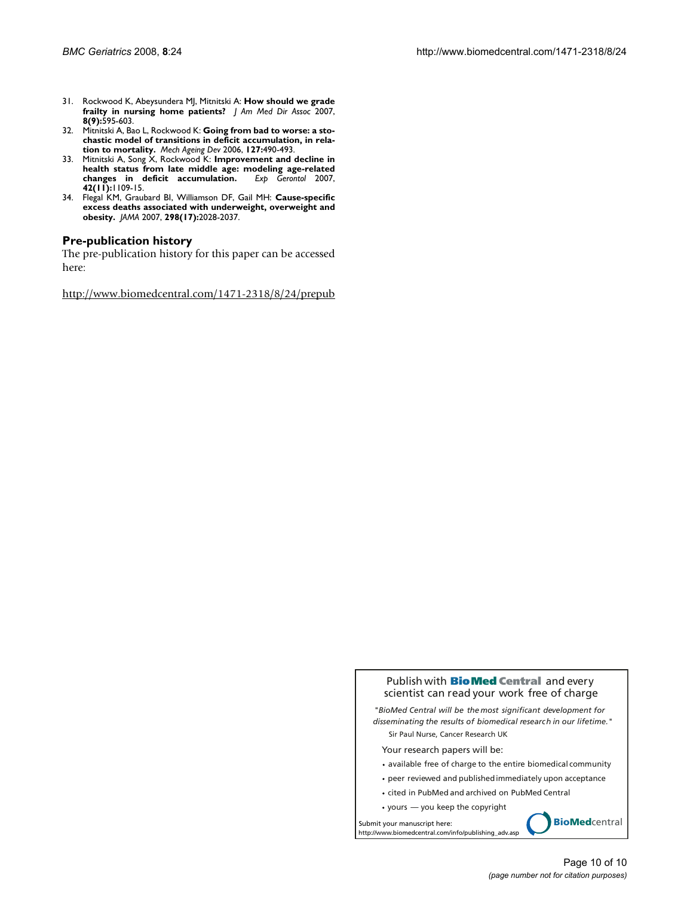31. Rockwood K, Abeysundera MJ, Mitnitski A: **How should we grade frailty in nursing home patients?** *J Am Med Dir Assoc* 2007, **8(9):**595-603.
32. Mitnitski A, Bao L, Rockwood K: **Going from bad to worse: a stochastic model of transitions in deficit accumulation, in relation to mortality.** *Mech Ageing Dev* 2006, **127:**490-493.
33. Mitnitski A, Song X, Rockwood K: **Improvement and decline in health status from late middle age: modeling age-related changes in deficit accumulation.** *Exp Gerontol* 2007, **42(11):**1109-15.
34. Flegal KM, Graubard BI, Williamson DF, Gail MH: **Cause-specific excess deaths associated with underweight, overweight and obesity.** *JAMA* 2007, **298(17):**2028-2037.

## Pre-publication history

The pre-publication history for this paper can be accessed here:

http://www.biomedcentral.com/1471-2318/8/24/prepub

Publish with **BioMed Central** and every scientist can read your work free of charge

*"BioMed Central will be the most significant development for disseminating the results of biomedical research in our lifetime."*

Sir Paul Nurse, Cancer Research UK

Your research papers will be:

- available free of charge to the entire biomedical community
- peer reviewed and published immediately upon acceptance
- cited in PubMed and archived on PubMed Central
- yours — you keep the copyright

Submit your manuscript here:
http://www.biomedcentral.com/info/publishing_adv.asp

**BioMed**central